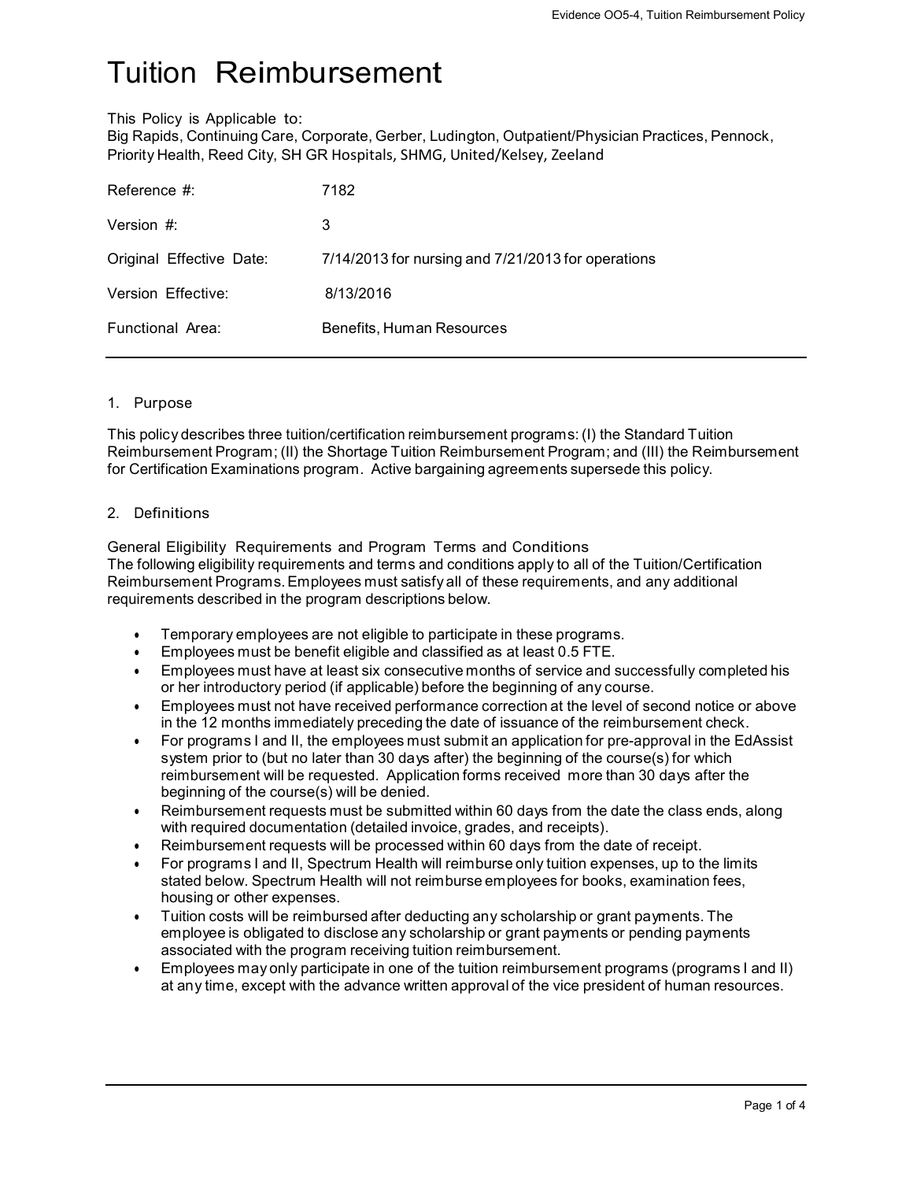# Tuition Reimbursement

This Policy is Applicable to:
Big Rapids, Continuing Care, Corporate, Gerber, Ludington, Outpatient/Physician Practices, Pennock, Priority Health, Reed City, SH GR Hospitals, SHMG, United/Kelsey, Zeeland

| | |
|---|---|
| Reference #: | 7182 |
| Version #: | 3 |
| Original Effective Date: | 7/14/2013 for nursing and 7/21/2013 for operations |
| Version Effective: | 8/13/2016 |
| Functional Area: | Benefits, Human Resources |

## 1. Purpose

This policy describes three tuition/certification reimbursement programs: (I) the Standard Tuition Reimbursement Program; (II) the Shortage Tuition Reimbursement Program; and (III) the Reimbursement for Certification Examinations program. Active bargaining agreements supersede this policy.

## 2. Definitions

General Eligibility Requirements and Program Terms and Conditions
The following eligibility requirements and terms and conditions apply to all of the Tuition/Certification Reimbursement Programs. Employees must satisfy all of these requirements, and any additional requirements described in the program descriptions below.

- Temporary employees are not eligible to participate in these programs.
- Employees must be benefit eligible and classified as at least 0.5 FTE.
- Employees must have at least six consecutive months of service and successfully completed his or her introductory period (if applicable) before the beginning of any course.
- Employees must not have received performance correction at the level of second notice or above in the 12 months immediately preceding the date of issuance of the reimbursement check.
- For programs I and II, the employees must submit an application for pre-approval in the EdAssist system prior to (but no later than 30 days after) the beginning of the course(s) for which reimbursement will be requested. Application forms received more than 30 days after the beginning of the course(s) will be denied.
- Reimbursement requests must be submitted within 60 days from the date the class ends, along with required documentation (detailed invoice, grades, and receipts).
- Reimbursement requests will be processed within 60 days from the date of receipt.
- For programs I and II, Spectrum Health will reimburse only tuition expenses, up to the limits stated below. Spectrum Health will not reimburse employees for books, examination fees, housing or other expenses.
- Tuition costs will be reimbursed after deducting any scholarship or grant payments. The employee is obligated to disclose any scholarship or grant payments or pending payments associated with the program receiving tuition reimbursement.
- Employees may only participate in one of the tuition reimbursement programs (programs I and II) at any time, except with the advance written approval of the vice president of human resources.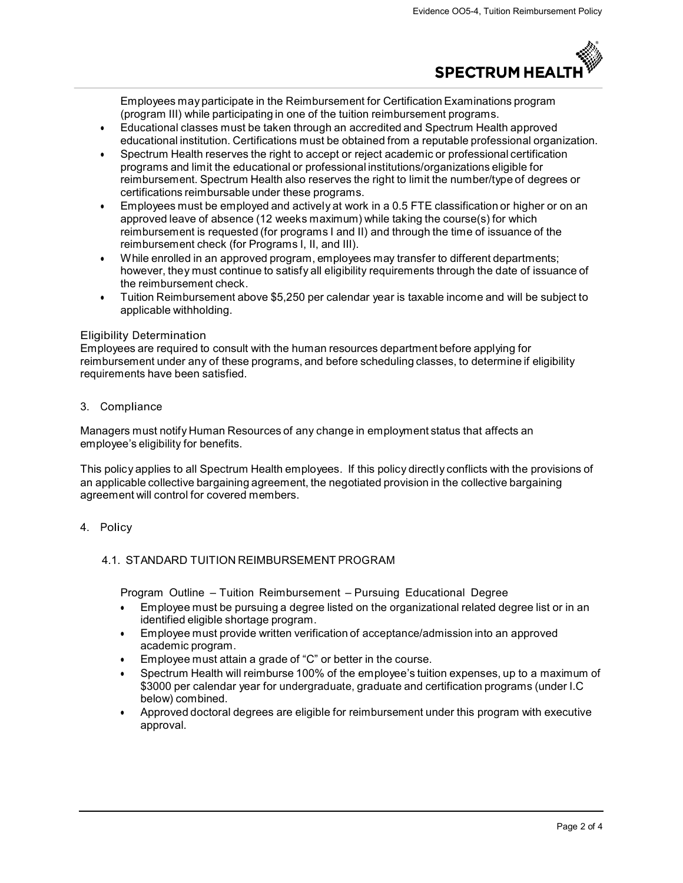Employees may participate in the Reimbursement for Certification Examinations program (program III) while participating in one of the tuition reimbursement programs.

- Educational classes must be taken through an accredited and Spectrum Health approved educational institution. Certifications must be obtained from a reputable professional organization.
- Spectrum Health reserves the right to accept or reject academic or professional certification programs and limit the educational or professional institutions/organizations eligible for reimbursement. Spectrum Health also reserves the right to limit the number/type of degrees or certifications reimbursable under these programs.
- Employees must be employed and actively at work in a 0.5 FTE classification or higher or on an approved leave of absence (12 weeks maximum) while taking the course(s) for which reimbursement is requested (for programs I and II) and through the time of issuance of the reimbursement check (for Programs I, II, and III).
- While enrolled in an approved program, employees may transfer to different departments; however, they must continue to satisfy all eligibility requirements through the date of issuance of the reimbursement check.
- Tuition Reimbursement above $5,250 per calendar year is taxable income and will be subject to applicable withholding.

### Eligibility Determination

Employees are required to consult with the human resources department before applying for reimbursement under any of these programs, and before scheduling classes, to determine if eligibility requirements have been satisfied.

## 3. Compliance

Managers must notify Human Resources of any change in employment status that affects an employee's eligibility for benefits.

This policy applies to all Spectrum Health employees. If this policy directly conflicts with the provisions of an applicable collective bargaining agreement, the negotiated provision in the collective bargaining agreement will control for covered members.

## 4. Policy

### 4.1. STANDARD TUITION REIMBURSEMENT PROGRAM

Program Outline – Tuition Reimbursement – Pursuing Educational Degree

- Employee must be pursuing a degree listed on the organizational related degree list or in an identified eligible shortage program.
- Employee must provide written verification of acceptance/admission into an approved academic program.
- Employee must attain a grade of "C" or better in the course.
- Spectrum Health will reimburse 100% of the employee's tuition expenses, up to a maximum of $3000 per calendar year for undergraduate, graduate and certification programs (under I.C below) combined.
- Approved doctoral degrees are eligible for reimbursement under this program with executive approval.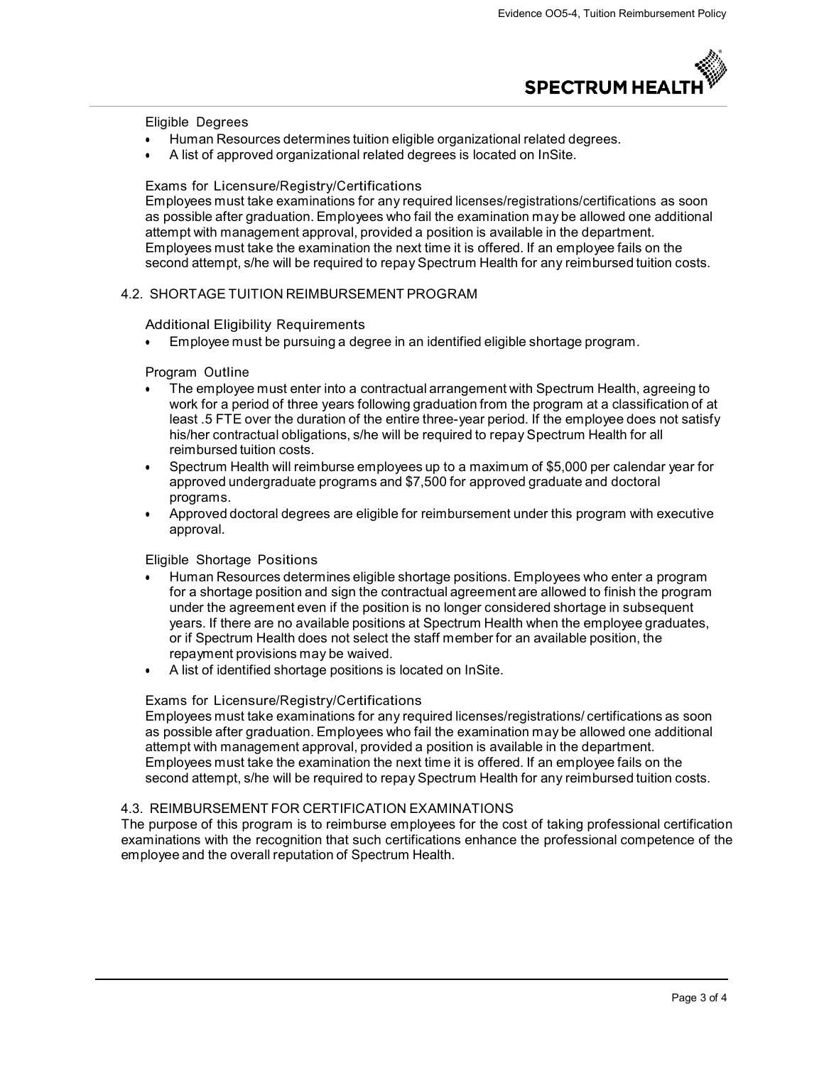Eligible Degrees

- Human Resources determines tuition eligible organizational related degrees.
- A list of approved organizational related degrees is located on InSite.

Exams for Licensure/Registry/Certifications

Employees must take examinations for any required licenses/registrations/certifications as soon as possible after graduation. Employees who fail the examination may be allowed one additional attempt with management approval, provided a position is available in the department. Employees must take the examination the next time it is offered. If an employee fails on the second attempt, s/he will be required to repay Spectrum Health for any reimbursed tuition costs.

## 4.2. SHORTAGE TUITION REIMBURSEMENT PROGRAM

Additional Eligibility Requirements

- Employee must be pursuing a degree in an identified eligible shortage program.

Program Outline

- The employee must enter into a contractual arrangement with Spectrum Health, agreeing to work for a period of three years following graduation from the program at a classification of at least .5 FTE over the duration of the entire three-year period. If the employee does not satisfy his/her contractual obligations, s/he will be required to repay Spectrum Health for all reimbursed tuition costs.
- Spectrum Health will reimburse employees up to a maximum of $5,000 per calendar year for approved undergraduate programs and $7,500 for approved graduate and doctoral programs.
- Approved doctoral degrees are eligible for reimbursement under this program with executive approval.

Eligible Shortage Positions

- Human Resources determines eligible shortage positions. Employees who enter a program for a shortage position and sign the contractual agreement are allowed to finish the program under the agreement even if the position is no longer considered shortage in subsequent years. If there are no available positions at Spectrum Health when the employee graduates, or if Spectrum Health does not select the staff member for an available position, the repayment provisions may be waived.
- A list of identified shortage positions is located on InSite.

Exams for Licensure/Registry/Certifications

Employees must take examinations for any required licenses/registrations/ certifications as soon as possible after graduation. Employees who fail the examination may be allowed one additional attempt with management approval, provided a position is available in the department. Employees must take the examination the next time it is offered. If an employee fails on the second attempt, s/he will be required to repay Spectrum Health for any reimbursed tuition costs.

## 4.3. REIMBURSEMENT FOR CERTIFICATION EXAMINATIONS

The purpose of this program is to reimburse employees for the cost of taking professional certification examinations with the recognition that such certifications enhance the professional competence of the employee and the overall reputation of Spectrum Health.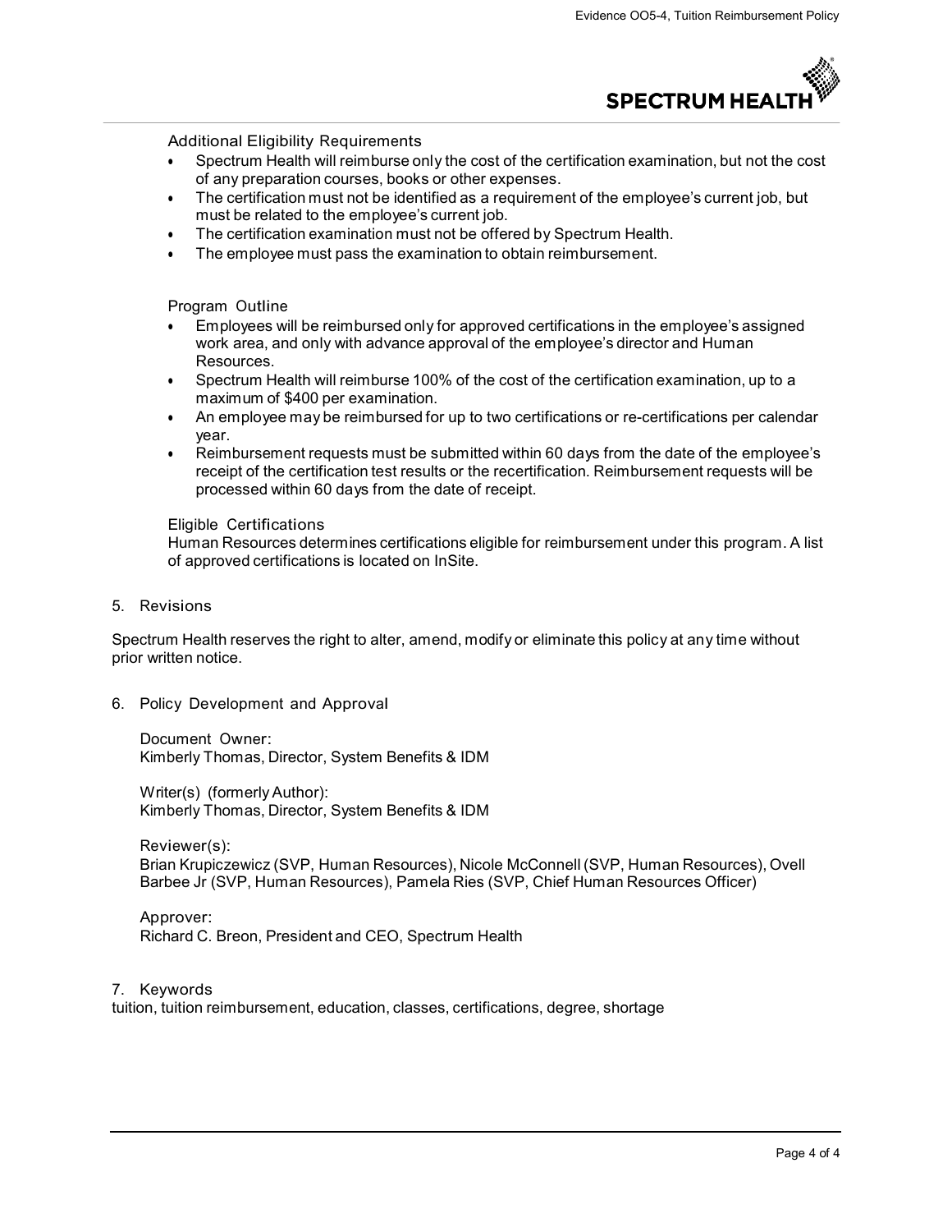### Additional Eligibility Requirements

- Spectrum Health will reimburse only the cost of the certification examination, but not the cost of any preparation courses, books or other expenses.
- The certification must not be identified as a requirement of the employee's current job, but must be related to the employee's current job.
- The certification examination must not be offered by Spectrum Health.
- The employee must pass the examination to obtain reimbursement.

### Program Outline

- Employees will be reimbursed only for approved certifications in the employee's assigned work area, and only with advance approval of the employee's director and Human Resources.
- Spectrum Health will reimburse 100% of the cost of the certification examination, up to a maximum of $400 per examination.
- An employee may be reimbursed for up to two certifications or re-certifications per calendar year.
- Reimbursement requests must be submitted within 60 days from the date of the employee's receipt of the certification test results or the recertification. Reimbursement requests will be processed within 60 days from the date of receipt.

### Eligible Certifications

Human Resources determines certifications eligible for reimbursement under this program. A list of approved certifications is located on InSite.

## 5. Revisions

Spectrum Health reserves the right to alter, amend, modify or eliminate this policy at any time without prior written notice.

## 6. Policy Development and Approval

Document Owner:
Kimberly Thomas, Director, System Benefits & IDM

Writer(s) (formerly Author):
Kimberly Thomas, Director, System Benefits & IDM

Reviewer(s):
Brian Krupiczewicz (SVP, Human Resources), Nicole McConnell (SVP, Human Resources), Ovell Barbee Jr (SVP, Human Resources), Pamela Ries (SVP, Chief Human Resources Officer)

Approver:
Richard C. Breon, President and CEO, Spectrum Health

## 7. Keywords

tuition, tuition reimbursement, education, classes, certifications, degree, shortage